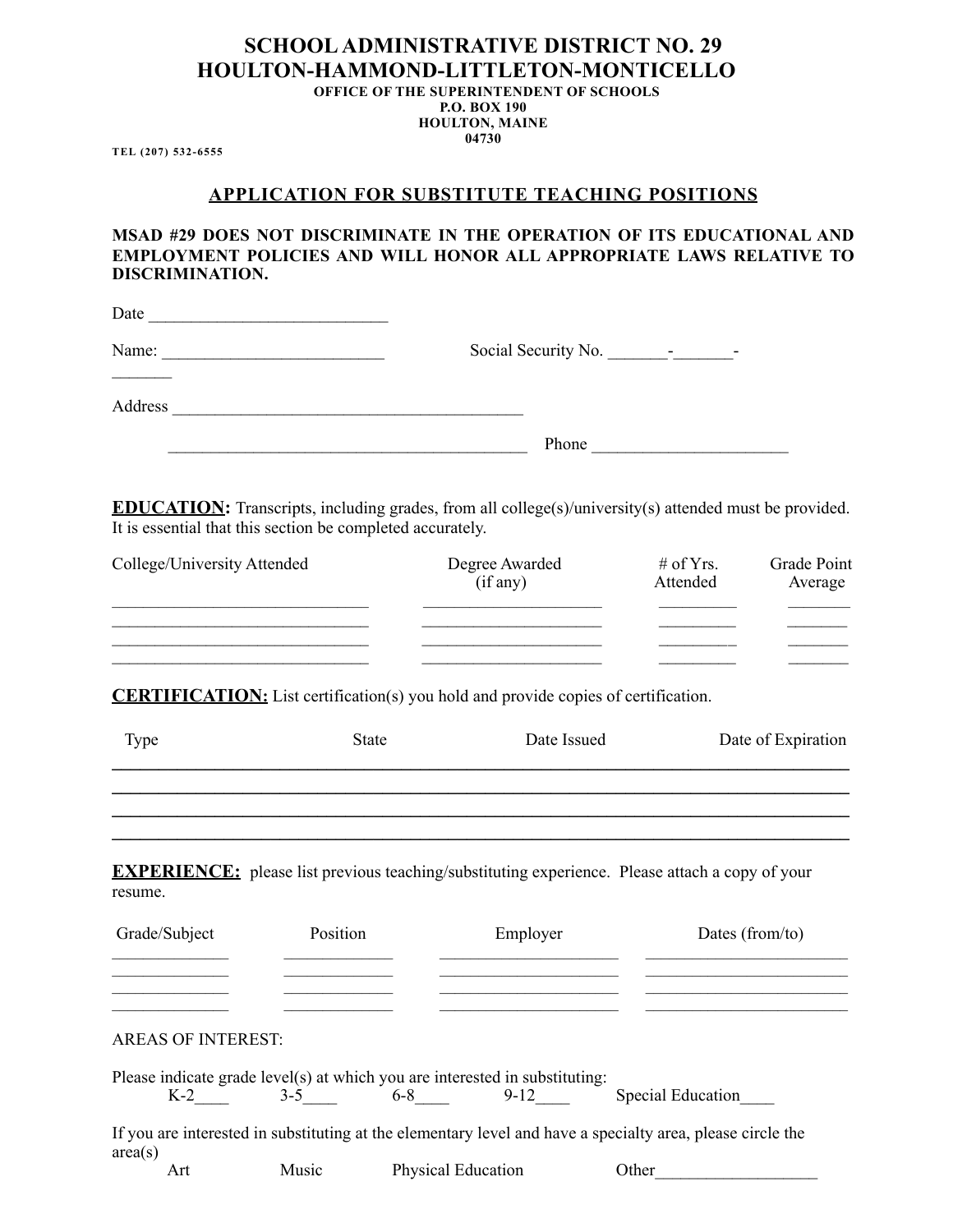# SCHOOL ADMINISTRATIVE DISTRICT NO. 29
# HOULTON-HAMMOND-LITTLETON-MONTICELLO

**OFFICE OF THE SUPERINTENDENT OF SCHOOLS**
**P.O. BOX 190**
**HOULTON, MAINE**
**04730**

**TEL (207) 532-6555**

## APPLICATION FOR SUBSTITUTE TEACHING POSITIONS

**MSAD #29 DOES NOT DISCRIMINATE IN THE OPERATION OF ITS EDUCATIONAL AND EMPLOYMENT POLICIES AND WILL HONOR ALL APPROPRIATE LAWS RELATIVE TO DISCRIMINATION.**

Date ____________________________

Name: __________________________ Social Security No. _______-_______-_______

Address __________________________________________

__________________________________________ Phone ______________________

**EDUCATION:** Transcripts, including grades, from all college(s)/university(s) attended must be provided. It is essential that this section be completed accurately.

| College/University Attended | Degree Awarded (if any) | # of Yrs. Attended | Grade Point Average |
|---|---|---|---|
| | | | |
| | | | |
| | | | |
| | | | |

**CERTIFICATION:** List certification(s) you hold and provide copies of certification.

| Type | State | Date Issued | Date of Expiration |
|---|---|---|---|
| | | | |
| | | | |
| | | | |
| | | | |

**EXPERIENCE:** please list previous teaching/substituting experience. Please attach a copy of your resume.

| Grade/Subject | Position | Employer | Dates (from/to) |
|---|---|---|---|
| | | | |
| | | | |
| | | | |
| | | | |

AREAS OF INTEREST:

Please indicate grade level(s) at which you are interested in substituting:
K-2____ 3-5____ 6-8____ 9-12____ Special Education____

If you are interested in substituting at the elementary level and have a specialty area, please circle the area(s)
Art Music Physical Education Other__________________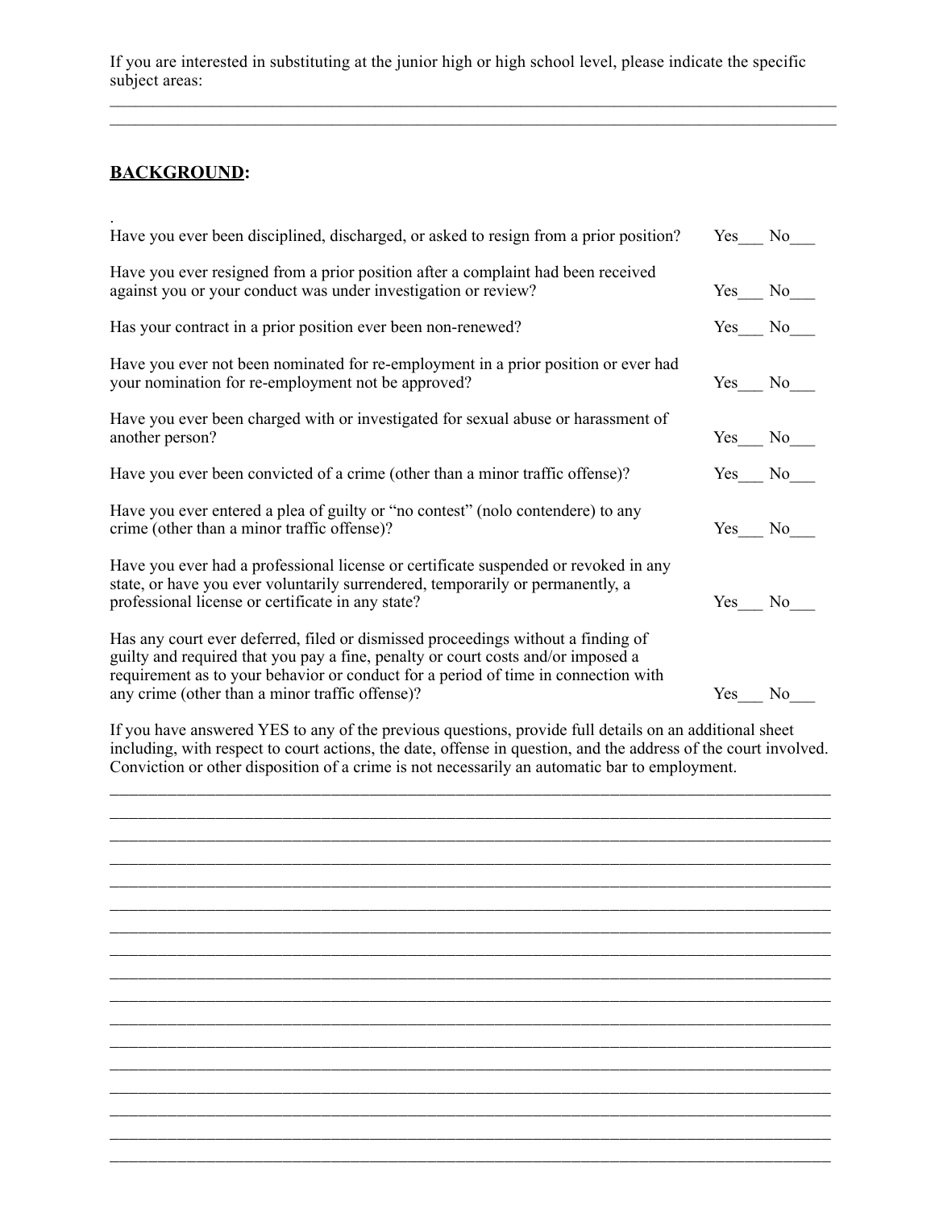If you are interested in substituting at the junior high or high school level, please indicate the specific subject areas:

\_\_\_\_\_\_\_\_\_\_\_\_\_\_\_\_\_\_\_\_\_\_\_\_\_\_\_\_\_\_\_\_\_\_\_\_\_\_\_\_\_\_\_\_\_\_\_\_\_\_\_\_\_\_\_\_\_\_\_\_\_\_\_\_\_\_\_\_\_\_\_\_\_\_\_\_\_\_\_\_\_\_\_\_\_\_\_\_\_\_

\_\_\_\_\_\_\_\_\_\_\_\_\_\_\_\_\_\_\_\_\_\_\_\_\_\_\_\_\_\_\_\_\_\_\_\_\_\_\_\_\_\_\_\_\_\_\_\_\_\_\_\_\_\_\_\_\_\_\_\_\_\_\_\_\_\_\_\_\_\_\_\_\_\_\_\_\_\_\_\_\_\_\_\_\_\_\_\_\_\_

## **BACKGROUND**:

Have you ever been disciplined, discharged, or asked to resign from a prior position? Yes\_\_\_ No\_\_\_

Have you ever resigned from a prior position after a complaint had been received against you or your conduct was under investigation or review? Yes\_\_\_ No\_\_\_

Has your contract in a prior position ever been non-renewed? Yes\_\_\_ No\_\_\_

Have you ever not been nominated for re-employment in a prior position or ever had your nomination for re-employment not be approved? Yes\_\_\_ No\_\_\_

Have you ever been charged with or investigated for sexual abuse or harassment of another person? Yes\_\_\_ No\_\_\_

Have you ever been convicted of a crime (other than a minor traffic offense)? Yes\_\_\_ No\_\_\_

Have you ever entered a plea of guilty or "no contest" (nolo contendere) to any crime (other than a minor traffic offense)? Yes\_\_\_ No\_\_\_

Have you ever had a professional license or certificate suspended or revoked in any state, or have you ever voluntarily surrendered, temporarily or permanently, a professional license or certificate in any state? Yes\_\_\_ No\_\_\_

Has any court ever deferred, filed or dismissed proceedings without a finding of guilty and required that you pay a fine, penalty or court costs and/or imposed a requirement as to your behavior or conduct for a period of time in connection with any crime (other than a minor traffic offense)? Yes\_\_\_ No\_\_\_

If you have answered YES to any of the previous questions, provide full details on an additional sheet including, with respect to court actions, the date, offense in question, and the address of the court involved. Conviction or other disposition of a crime is not necessarily an automatic bar to employment.

\_\_\_\_\_\_\_\_\_\_\_\_\_\_\_\_\_\_\_\_\_\_\_\_\_\_\_\_\_\_\_\_\_\_\_\_\_\_\_\_\_\_\_\_\_\_\_\_\_\_\_\_\_\_\_\_\_\_\_\_\_\_\_\_\_\_\_\_\_\_\_\_\_\_\_\_\_\_\_\_\_\_\_\_\_\_\_\_\_\_

\_\_\_\_\_\_\_\_\_\_\_\_\_\_\_\_\_\_\_\_\_\_\_\_\_\_\_\_\_\_\_\_\_\_\_\_\_\_\_\_\_\_\_\_\_\_\_\_\_\_\_\_\_\_\_\_\_\_\_\_\_\_\_\_\_\_\_\_\_\_\_\_\_\_\_\_\_\_\_\_\_\_\_\_\_\_\_\_\_\_

\_\_\_\_\_\_\_\_\_\_\_\_\_\_\_\_\_\_\_\_\_\_\_\_\_\_\_\_\_\_\_\_\_\_\_\_\_\_\_\_\_\_\_\_\_\_\_\_\_\_\_\_\_\_\_\_\_\_\_\_\_\_\_\_\_\_\_\_\_\_\_\_\_\_\_\_\_\_\_\_\_\_\_\_\_\_\_\_\_\_

\_\_\_\_\_\_\_\_\_\_\_\_\_\_\_\_\_\_\_\_\_\_\_\_\_\_\_\_\_\_\_\_\_\_\_\_\_\_\_\_\_\_\_\_\_\_\_\_\_\_\_\_\_\_\_\_\_\_\_\_\_\_\_\_\_\_\_\_\_\_\_\_\_\_\_\_\_\_\_\_\_\_\_\_\_\_\_\_\_\_

\_\_\_\_\_\_\_\_\_\_\_\_\_\_\_\_\_\_\_\_\_\_\_\_\_\_\_\_\_\_\_\_\_\_\_\_\_\_\_\_\_\_\_\_\_\_\_\_\_\_\_\_\_\_\_\_\_\_\_\_\_\_\_\_\_\_\_\_\_\_\_\_\_\_\_\_\_\_\_\_\_\_\_\_\_\_\_\_\_\_

\_\_\_\_\_\_\_\_\_\_\_\_\_\_\_\_\_\_\_\_\_\_\_\_\_\_\_\_\_\_\_\_\_\_\_\_\_\_\_\_\_\_\_\_\_\_\_\_\_\_\_\_\_\_\_\_\_\_\_\_\_\_\_\_\_\_\_\_\_\_\_\_\_\_\_\_\_\_\_\_\_\_\_\_\_\_\_\_\_\_

\_\_\_\_\_\_\_\_\_\_\_\_\_\_\_\_\_\_\_\_\_\_\_\_\_\_\_\_\_\_\_\_\_\_\_\_\_\_\_\_\_\_\_\_\_\_\_\_\_\_\_\_\_\_\_\_\_\_\_\_\_\_\_\_\_\_\_\_\_\_\_\_\_\_\_\_\_\_\_\_\_\_\_\_\_\_\_\_\_\_

\_\_\_\_\_\_\_\_\_\_\_\_\_\_\_\_\_\_\_\_\_\_\_\_\_\_\_\_\_\_\_\_\_\_\_\_\_\_\_\_\_\_\_\_\_\_\_\_\_\_\_\_\_\_\_\_\_\_\_\_\_\_\_\_\_\_\_\_\_\_\_\_\_\_\_\_\_\_\_\_\_\_\_\_\_\_\_\_\_\_

\_\_\_\_\_\_\_\_\_\_\_\_\_\_\_\_\_\_\_\_\_\_\_\_\_\_\_\_\_\_\_\_\_\_\_\_\_\_\_\_\_\_\_\_\_\_\_\_\_\_\_\_\_\_\_\_\_\_\_\_\_\_\_\_\_\_\_\_\_\_\_\_\_\_\_\_\_\_\_\_\_\_\_\_\_\_\_\_\_\_

\_\_\_\_\_\_\_\_\_\_\_\_\_\_\_\_\_\_\_\_\_\_\_\_\_\_\_\_\_\_\_\_\_\_\_\_\_\_\_\_\_\_\_\_\_\_\_\_\_\_\_\_\_\_\_\_\_\_\_\_\_\_\_\_\_\_\_\_\_\_\_\_\_\_\_\_\_\_\_\_\_\_\_\_\_\_\_\_\_\_

\_\_\_\_\_\_\_\_\_\_\_\_\_\_\_\_\_\_\_\_\_\_\_\_\_\_\_\_\_\_\_\_\_\_\_\_\_\_\_\_\_\_\_\_\_\_\_\_\_\_\_\_\_\_\_\_\_\_\_\_\_\_\_\_\_\_\_\_\_\_\_\_\_\_\_\_\_\_\_\_\_\_\_\_\_\_\_\_\_\_

\_\_\_\_\_\_\_\_\_\_\_\_\_\_\_\_\_\_\_\_\_\_\_\_\_\_\_\_\_\_\_\_\_\_\_\_\_\_\_\_\_\_\_\_\_\_\_\_\_\_\_\_\_\_\_\_\_\_\_\_\_\_\_\_\_\_\_\_\_\_\_\_\_\_\_\_\_\_\_\_\_\_\_\_\_\_\_\_\_\_

\_\_\_\_\_\_\_\_\_\_\_\_\_\_\_\_\_\_\_\_\_\_\_\_\_\_\_\_\_\_\_\_\_\_\_\_\_\_\_\_\_\_\_\_\_\_\_\_\_\_\_\_\_\_\_\_\_\_\_\_\_\_\_\_\_\_\_\_\_\_\_\_\_\_\_\_\_\_\_\_\_\_\_\_\_\_\_\_\_\_

\_\_\_\_\_\_\_\_\_\_\_\_\_\_\_\_\_\_\_\_\_\_\_\_\_\_\_\_\_\_\_\_\_\_\_\_\_\_\_\_\_\_\_\_\_\_\_\_\_\_\_\_\_\_\_\_\_\_\_\_\_\_\_\_\_\_\_\_\_\_\_\_\_\_\_\_\_\_\_\_\_\_\_\_\_\_\_\_\_\_

\_\_\_\_\_\_\_\_\_\_\_\_\_\_\_\_\_\_\_\_\_\_\_\_\_\_\_\_\_\_\_\_\_\_\_\_\_\_\_\_\_\_\_\_\_\_\_\_\_\_\_\_\_\_\_\_\_\_\_\_\_\_\_\_\_\_\_\_\_\_\_\_\_\_\_\_\_\_\_\_\_\_\_\_\_\_\_\_\_\_

\_\_\_\_\_\_\_\_\_\_\_\_\_\_\_\_\_\_\_\_\_\_\_\_\_\_\_\_\_\_\_\_\_\_\_\_\_\_\_\_\_\_\_\_\_\_\_\_\_\_\_\_\_\_\_\_\_\_\_\_\_\_\_\_\_\_\_\_\_\_\_\_\_\_\_\_\_\_\_\_\_\_\_\_\_\_\_\_\_\_

\_\_\_\_\_\_\_\_\_\_\_\_\_\_\_\_\_\_\_\_\_\_\_\_\_\_\_\_\_\_\_\_\_\_\_\_\_\_\_\_\_\_\_\_\_\_\_\_\_\_\_\_\_\_\_\_\_\_\_\_\_\_\_\_\_\_\_\_\_\_\_\_\_\_\_\_\_\_\_\_\_\_\_\_\_\_\_\_\_\_

\_\_\_\_\_\_\_\_\_\_\_\_\_\_\_\_\_\_\_\_\_\_\_\_\_\_\_\_\_\_\_\_\_\_\_\_\_\_\_\_\_\_\_\_\_\_\_\_\_\_\_\_\_\_\_\_\_\_\_\_\_\_\_\_\_\_\_\_\_\_\_\_\_\_\_\_\_\_\_\_\_\_\_\_\_\_\_\_\_\_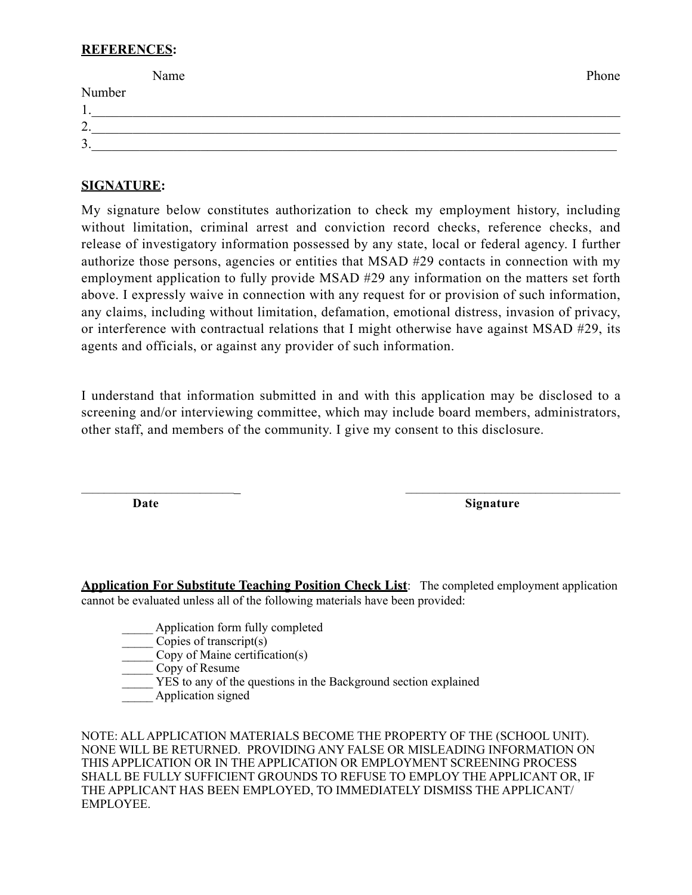**REFERENCES:**

Name Phone Number

1.______________________________________________________________________________

2.______________________________________________________________________________

3.______________________________________________________________________________

**SIGNATURE:**

My signature below constitutes authorization to check my employment history, including without limitation, criminal arrest and conviction record checks, reference checks, and release of investigatory information possessed by any state, local or federal agency. I further authorize those persons, agencies or entities that MSAD #29 contacts in connection with my employment application to fully provide MSAD #29 any information on the matters set forth above. I expressly waive in connection with any request for or provision of such information, any claims, including without limitation, defamation, emotional distress, invasion of privacy, or interference with contractual relations that I might otherwise have against MSAD #29, its agents and officials, or against any provider of such information.

I understand that information submitted in and with this application may be disclosed to a screening and/or interviewing committee, which may include board members, administrators, other staff, and members of the community. I give my consent to this disclosure.

________________________ ________________________________

**Date** **Signature**

**Application For Substitute Teaching Position Check List**: The completed employment application cannot be evaluated unless all of the following materials have been provided:

_____ Application form fully completed
_____ Copies of transcript(s)
_____ Copy of Maine certification(s)
_____ Copy of Resume
_____ YES to any of the questions in the Background section explained
_____ Application signed

NOTE: ALL APPLICATION MATERIALS BECOME THE PROPERTY OF THE (SCHOOL UNIT). NONE WILL BE RETURNED. PROVIDING ANY FALSE OR MISLEADING INFORMATION ON THIS APPLICATION OR IN THE APPLICATION OR EMPLOYMENT SCREENING PROCESS SHALL BE FULLY SUFFICIENT GROUNDS TO REFUSE TO EMPLOY THE APPLICANT OR, IF THE APPLICANT HAS BEEN EMPLOYED, TO IMMEDIATELY DISMISS THE APPLICANT/ EMPLOYEE.